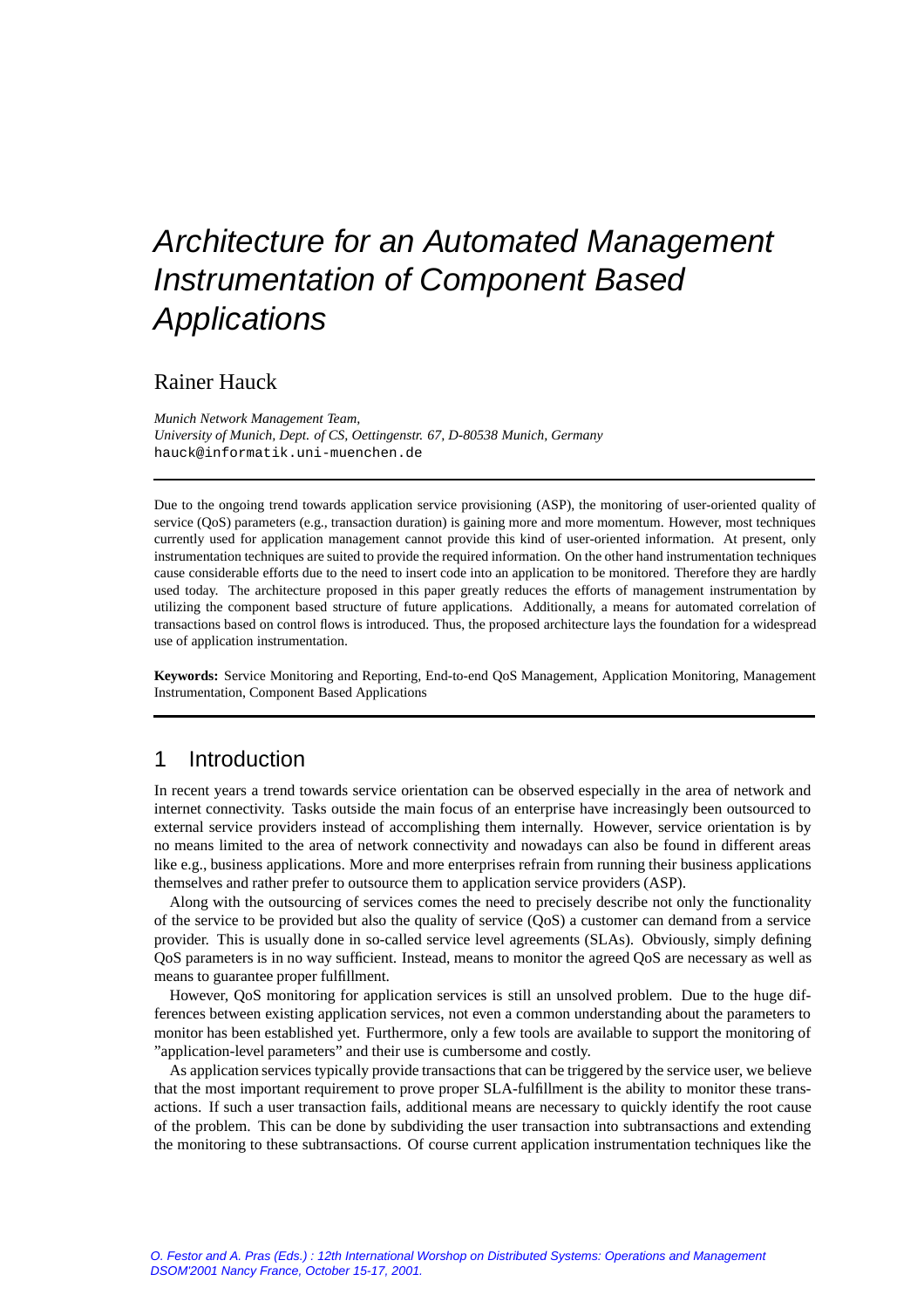# Architecture for an Automated Management Instrumentation of Component Based Applications

## Rainer Hauck

*Munich Network Management Team,*
*University of Munich, Dept. of CS, Oettingenstr. 67, D-80538 Munich, Germany*
hauck@informatik.uni-muenchen.de

---

Due to the ongoing trend towards application service provisioning (ASP), the monitoring of user-oriented quality of service (QoS) parameters (e.g., transaction duration) is gaining more and more momentum. However, most techniques currently used for application management cannot provide this kind of user-oriented information. At present, only instrumentation techniques are suited to provide the required information. On the other hand instrumentation techniques cause considerable efforts due to the need to insert code into an application to be monitored. Therefore they are hardly used today. The architecture proposed in this paper greatly reduces the efforts of management instrumentation by utilizing the component based structure of future applications. Additionally, a means for automated correlation of transactions based on control flows is introduced. Thus, the proposed architecture lays the foundation for a widespread use of application instrumentation.

**Keywords:** Service Monitoring and Reporting, End-to-end QoS Management, Application Monitoring, Management Instrumentation, Component Based Applications

---

## 1 Introduction

In recent years a trend towards service orientation can be observed especially in the area of network and internet connectivity. Tasks outside the main focus of an enterprise have increasingly been outsourced to external service providers instead of accomplishing them internally. However, service orientation is by no means limited to the area of network connectivity and nowadays can also be found in different areas like e.g., business applications. More and more enterprises refrain from running their business applications themselves and rather prefer to outsource them to application service providers (ASP).

Along with the outsourcing of services comes the need to precisely describe not only the functionality of the service to be provided but also the quality of service (QoS) a customer can demand from a service provider. This is usually done in so-called service level agreements (SLAs). Obviously, simply defining QoS parameters is in no way sufficient. Instead, means to monitor the agreed QoS are necessary as well as means to guarantee proper fulfillment.

However, QoS monitoring for application services is still an unsolved problem. Due to the huge differences between existing application services, not even a common understanding about the parameters to monitor has been established yet. Furthermore, only a few tools are available to support the monitoring of "application-level parameters" and their use is cumbersome and costly.

As application services typically provide transactions that can be triggered by the service user, we believe that the most important requirement to prove proper SLA-fulfillment is the ability to monitor these transactions. If such a user transaction fails, additional means are necessary to quickly identify the root cause of the problem. This can be done by subdividing the user transaction into subtransactions and extending the monitoring to these subtransactions. Of course current application instrumentation techniques like the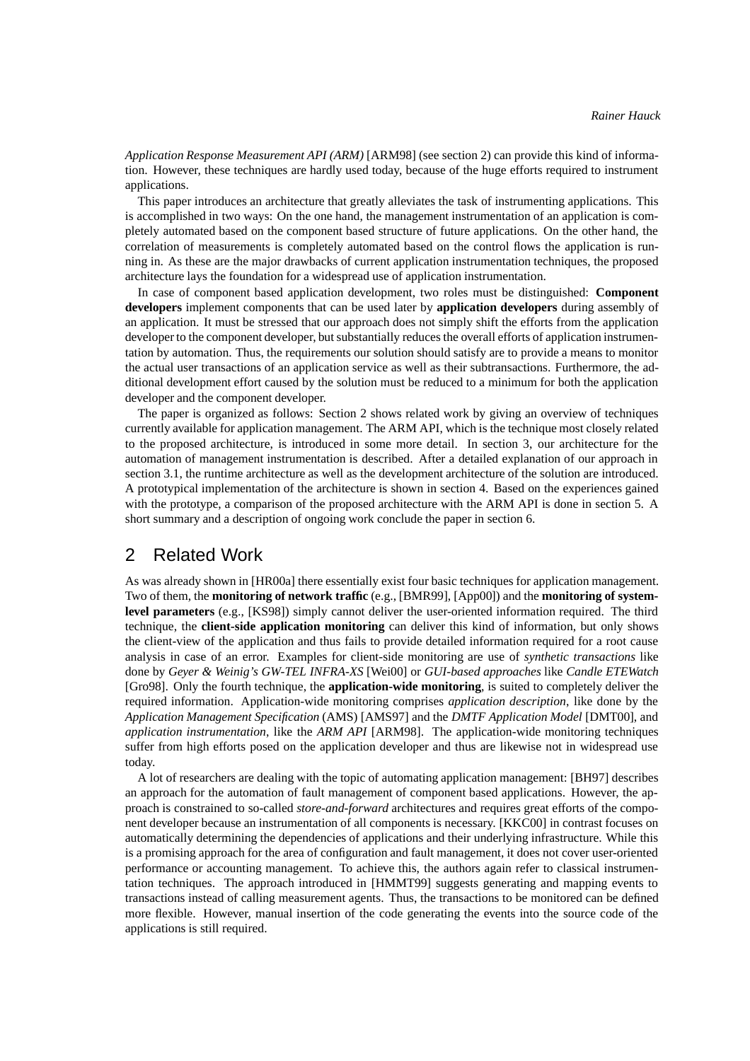*Application Response Measurement API (ARM)* [ARM98] (see section 2) can provide this kind of information. However, these techniques are hardly used today, because of the huge efforts required to instrument applications.

This paper introduces an architecture that greatly alleviates the task of instrumenting applications. This is accomplished in two ways: On the one hand, the management instrumentation of an application is completely automated based on the component based structure of future applications. On the other hand, the correlation of measurements is completely automated based on the control flows the application is running in. As these are the major drawbacks of current application instrumentation techniques, the proposed architecture lays the foundation for a widespread use of application instrumentation.

In case of component based application development, two roles must be distinguished: **Component developers** implement components that can be used later by **application developers** during assembly of an application. It must be stressed that our approach does not simply shift the efforts from the application developer to the component developer, but substantially reduces the overall efforts of application instrumentation by automation. Thus, the requirements our solution should satisfy are to provide a means to monitor the actual user transactions of an application service as well as their subtransactions. Furthermore, the additional development effort caused by the solution must be reduced to a minimum for both the application developer and the component developer.

The paper is organized as follows: Section 2 shows related work by giving an overview of techniques currently available for application management. The ARM API, which is the technique most closely related to the proposed architecture, is introduced in some more detail. In section 3, our architecture for the automation of management instrumentation is described. After a detailed explanation of our approach in section 3.1, the runtime architecture as well as the development architecture of the solution are introduced. A prototypical implementation of the architecture is shown in section 4. Based on the experiences gained with the prototype, a comparison of the proposed architecture with the ARM API is done in section 5. A short summary and a description of ongoing work conclude the paper in section 6.

## 2 Related Work

As was already shown in [HR00a] there essentially exist four basic techniques for application management. Two of them, the **monitoring of network traffic** (e.g., [BMR99], [App00]) and the **monitoring of system-level parameters** (e.g., [KS98]) simply cannot deliver the user-oriented information required. The third technique, the **client-side application monitoring** can deliver this kind of information, but only shows the client-view of the application and thus fails to provide detailed information required for a root cause analysis in case of an error. Examples for client-side monitoring are use of *synthetic transactions* like done by *Geyer & Weinig's GW-TEL INFRA-XS* [Wei00] or *GUI-based approaches* like *Candle ETEWatch* [Gro98]. Only the fourth technique, the **application-wide monitoring**, is suited to completely deliver the required information. Application-wide monitoring comprises *application description*, like done by the *Application Management Specification* (AMS) [AMS97] and the *DMTF Application Model* [DMT00], and *application instrumentation*, like the *ARM API* [ARM98]. The application-wide monitoring techniques suffer from high efforts posed on the application developer and thus are likewise not in widespread use today.

A lot of researchers are dealing with the topic of automating application management: [BH97] describes an approach for the automation of fault management of component based applications. However, the approach is constrained to so-called *store-and-forward* architectures and requires great efforts of the component developer because an instrumentation of all components is necessary. [KKC00] in contrast focuses on automatically determining the dependencies of applications and their underlying infrastructure. While this is a promising approach for the area of configuration and fault management, it does not cover user-oriented performance or accounting management. To achieve this, the authors again refer to classical instrumentation techniques. The approach introduced in [HMMT99] suggests generating and mapping events to transactions instead of calling measurement agents. Thus, the transactions to be monitored can be defined more flexible. However, manual insertion of the code generating the events into the source code of the applications is still required.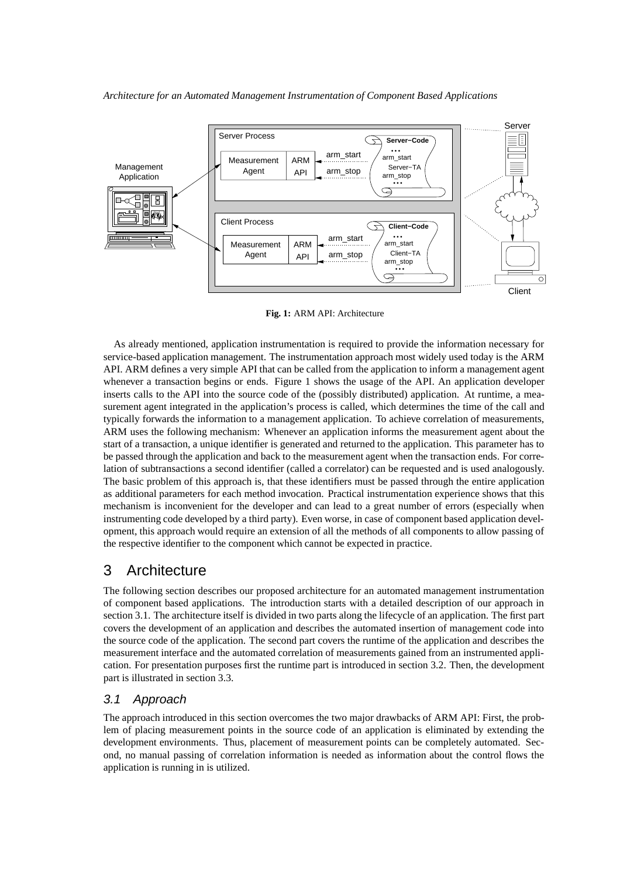**Fig. 1:** ARM API: Architecture

As already mentioned, application instrumentation is required to provide the information necessary for service-based application management. The instrumentation approach most widely used today is the ARM API. ARM defines a very simple API that can be called from the application to inform a management agent whenever a transaction begins or ends. Figure 1 shows the usage of the API. An application developer inserts calls to the API into the source code of the (possibly distributed) application. At runtime, a measurement agent integrated in the application's process is called, which determines the time of the call and typically forwards the information to a management application. To achieve correlation of measurements, ARM uses the following mechanism: Whenever an application informs the measurement agent about the start of a transaction, a unique identifier is generated and returned to the application. This parameter has to be passed through the application and back to the measurement agent when the transaction ends. For correlation of subtransactions a second identifier (called a correlator) can be requested and is used analogously. The basic problem of this approach is, that these identifiers must be passed through the entire application as additional parameters for each method invocation. Practical instrumentation experience shows that this mechanism is inconvenient for the developer and can lead to a great number of errors (especially when instrumenting code developed by a third party). Even worse, in case of component based application development, this approach would require an extension of all the methods of all components to allow passing of the respective identifier to the component which cannot be expected in practice.

# 3 Architecture

The following section describes our proposed architecture for an automated management instrumentation of component based applications. The introduction starts with a detailed description of our approach in section 3.1. The architecture itself is divided in two parts along the lifecycle of an application. The first part covers the development of an application and describes the automated insertion of management code into the source code of the application. The second part covers the runtime of the application and describes the measurement interface and the automated correlation of measurements gained from an instrumented application. For presentation purposes first the runtime part is introduced in section 3.2. Then, the development part is illustrated in section 3.3.

## 3.1 Approach

The approach introduced in this section overcomes the two major drawbacks of ARM API: First, the problem of placing measurement points in the source code of an application is eliminated by extending the development environments. Thus, placement of measurement points can be completely automated. Second, no manual passing of correlation information is needed as information about the control flows the application is running in is utilized.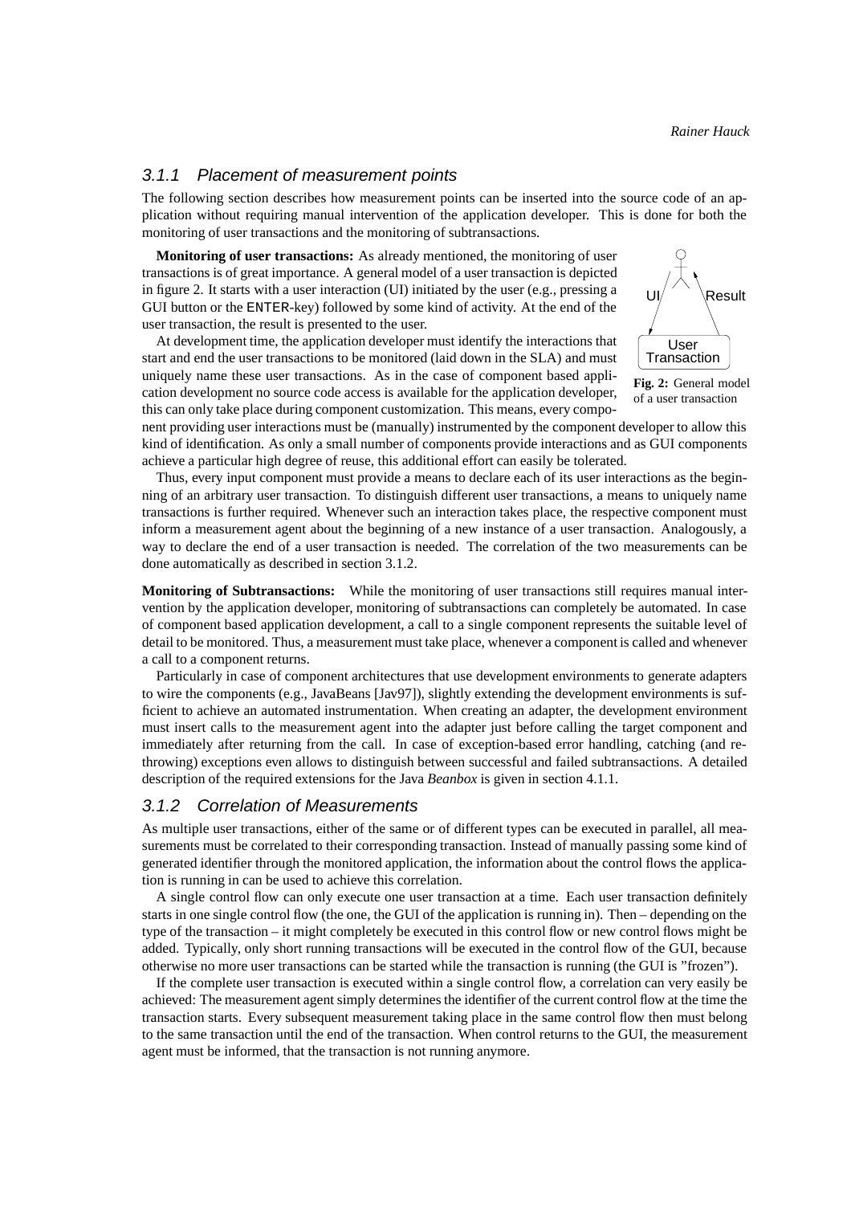### 3.1.1 Placement of measurement points

The following section describes how measurement points can be inserted into the source code of an application without requiring manual intervention of the application developer. This is done for both the monitoring of user transactions and the monitoring of subtransactions.

**Monitoring of user transactions:** As already mentioned, the monitoring of user transactions is of great importance. A general model of a user transaction is depicted in figure 2. It starts with a user interaction (UI) initiated by the user (e.g., pressing a GUI button or the ENTER-key) followed by some kind of activity. At the end of the user transaction, the result is presented to the user.

**Fig. 2:** General model of a user transaction

At development time, the application developer must identify the interactions that start and end the user transactions to be monitored (laid down in the SLA) and must uniquely name these user transactions. As in the case of component based application development no source code access is available for the application developer, this can only take place during component customization. This means, every component providing user interactions must be (manually) instrumented by the component developer to allow this kind of identification. As only a small number of components provide interactions and as GUI components achieve a particular high degree of reuse, this additional effort can easily be tolerated.

Thus, every input component must provide a means to declare each of its user interactions as the beginning of an arbitrary user transaction. To distinguish different user transactions, a means to uniquely name transactions is further required. Whenever such an interaction takes place, the respective component must inform a measurement agent about the beginning of a new instance of a user transaction. Analogously, a way to declare the end of a user transaction is needed. The correlation of the two measurements can be done automatically as described in section 3.1.2.

**Monitoring of Subtransactions:** While the monitoring of user transactions still requires manual intervention by the application developer, monitoring of subtransactions can completely be automated. In case of component based application development, a call to a single component represents the suitable level of detail to be monitored. Thus, a measurement must take place, whenever a component is called and whenever a call to a component returns.

Particularly in case of component architectures that use development environments to generate adapters to wire the components (e.g., JavaBeans [Jav97]), slightly extending the development environments is sufficient to achieve an automated instrumentation. When creating an adapter, the development environment must insert calls to the measurement agent into the adapter just before calling the target component and immediately after returning from the call. In case of exception-based error handling, catching (and rethrowing) exceptions even allows to distinguish between successful and failed subtransactions. A detailed description of the required extensions for the Java *Beanbox* is given in section 4.1.1.

### 3.1.2 Correlation of Measurements

As multiple user transactions, either of the same or of different types can be executed in parallel, all measurements must be correlated to their corresponding transaction. Instead of manually passing some kind of generated identifier through the monitored application, the information about the control flows the application is running in can be used to achieve this correlation.

A single control flow can only execute one user transaction at a time. Each user transaction definitely starts in one single control flow (the one, the GUI of the application is running in). Then – depending on the type of the transaction – it might completely be executed in this control flow or new control flows might be added. Typically, only short running transactions will be executed in the control flow of the GUI, because otherwise no more user transactions can be started while the transaction is running (the GUI is "frozen").

If the complete user transaction is executed within a single control flow, a correlation can very easily be achieved: The measurement agent simply determines the identifier of the current control flow at the time the transaction starts. Every subsequent measurement taking place in the same control flow then must belong to the same transaction until the end of the transaction. When control returns to the GUI, the measurement agent must be informed, that the transaction is not running anymore.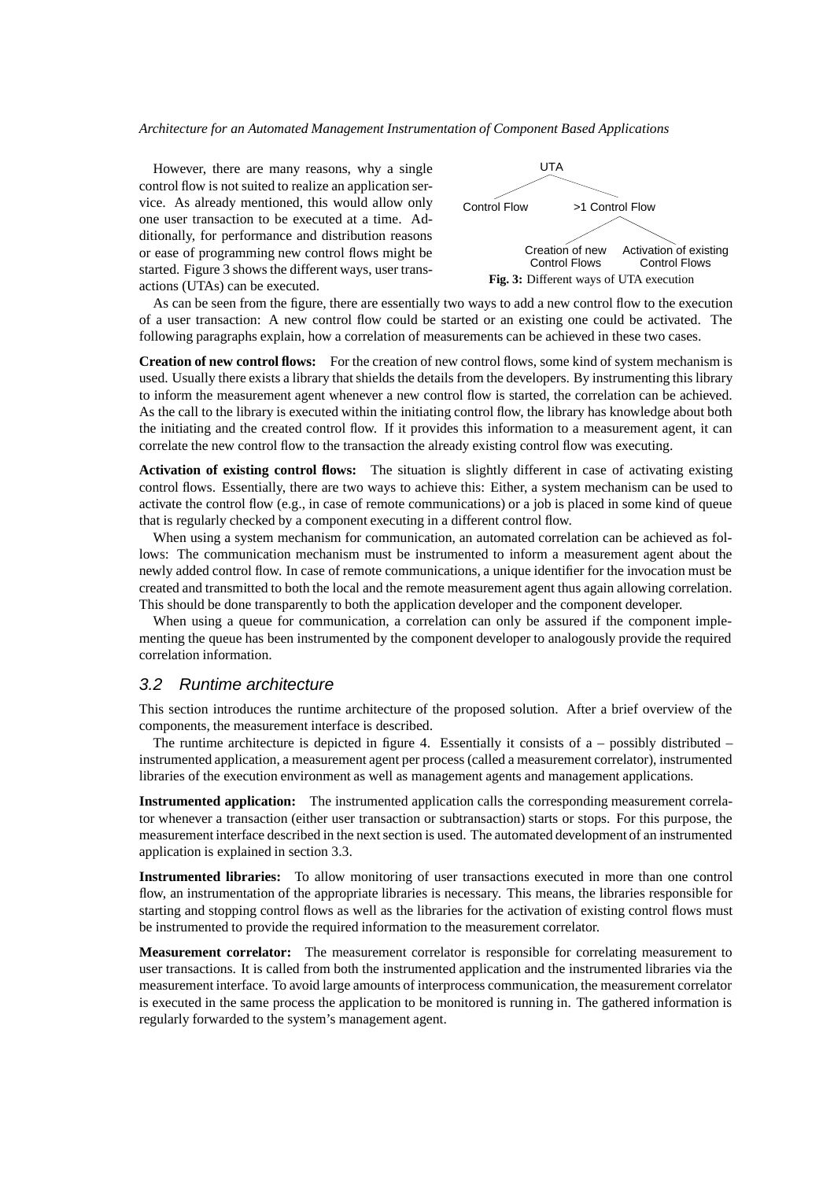However, there are many reasons, why a single control flow is not suited to realize an application service. As already mentioned, this would allow only one user transaction to be executed at a time. Additionally, for performance and distribution reasons or ease of programming new control flows might be started. Figure 3 shows the different ways, user transactions (UTAs) can be executed.

UTA

Control Flow — >1 Control Flow

Creation of new Control Flows — Activation of existing Control Flows

**Fig. 3:** Different ways of UTA execution

As can be seen from the figure, there are essentially two ways to add a new control flow to the execution of a user transaction: A new control flow could be started or an existing one could be activated. The following paragraphs explain, how a correlation of measurements can be achieved in these two cases.

**Creation of new control flows:** For the creation of new control flows, some kind of system mechanism is used. Usually there exists a library that shields the details from the developers. By instrumenting this library to inform the measurement agent whenever a new control flow is started, the correlation can be achieved. As the call to the library is executed within the initiating control flow, the library has knowledge about both the initiating and the created control flow. If it provides this information to a measurement agent, it can correlate the new control flow to the transaction the already existing control flow was executing.

**Activation of existing control flows:** The situation is slightly different in case of activating existing control flows. Essentially, there are two ways to achieve this: Either, a system mechanism can be used to activate the control flow (e.g., in case of remote communications) or a job is placed in some kind of queue that is regularly checked by a component executing in a different control flow.

When using a system mechanism for communication, an automated correlation can be achieved as follows: The communication mechanism must be instrumented to inform a measurement agent about the newly added control flow. In case of remote communications, a unique identifier for the invocation must be created and transmitted to both the local and the remote measurement agent thus again allowing correlation. This should be done transparently to both the application developer and the component developer.

When using a queue for communication, a correlation can only be assured if the component implementing the queue has been instrumented by the component developer to analogously provide the required correlation information.

## 3.2 Runtime architecture

This section introduces the runtime architecture of the proposed solution. After a brief overview of the components, the measurement interface is described.

The runtime architecture is depicted in figure 4. Essentially it consists of a – possibly distributed – instrumented application, a measurement agent per process (called a measurement correlator), instrumented libraries of the execution environment as well as management agents and management applications.

**Instrumented application:** The instrumented application calls the corresponding measurement correlator whenever a transaction (either user transaction or subtransaction) starts or stops. For this purpose, the measurement interface described in the next section is used. The automated development of an instrumented application is explained in section 3.3.

**Instrumented libraries:** To allow monitoring of user transactions executed in more than one control flow, an instrumentation of the appropriate libraries is necessary. This means, the libraries responsible for starting and stopping control flows as well as the libraries for the activation of existing control flows must be instrumented to provide the required information to the measurement correlator.

**Measurement correlator:** The measurement correlator is responsible for correlating measurement to user transactions. It is called from both the instrumented application and the instrumented libraries via the measurement interface. To avoid large amounts of interprocess communication, the measurement correlator is executed in the same process the application to be monitored is running in. The gathered information is regularly forwarded to the system's management agent.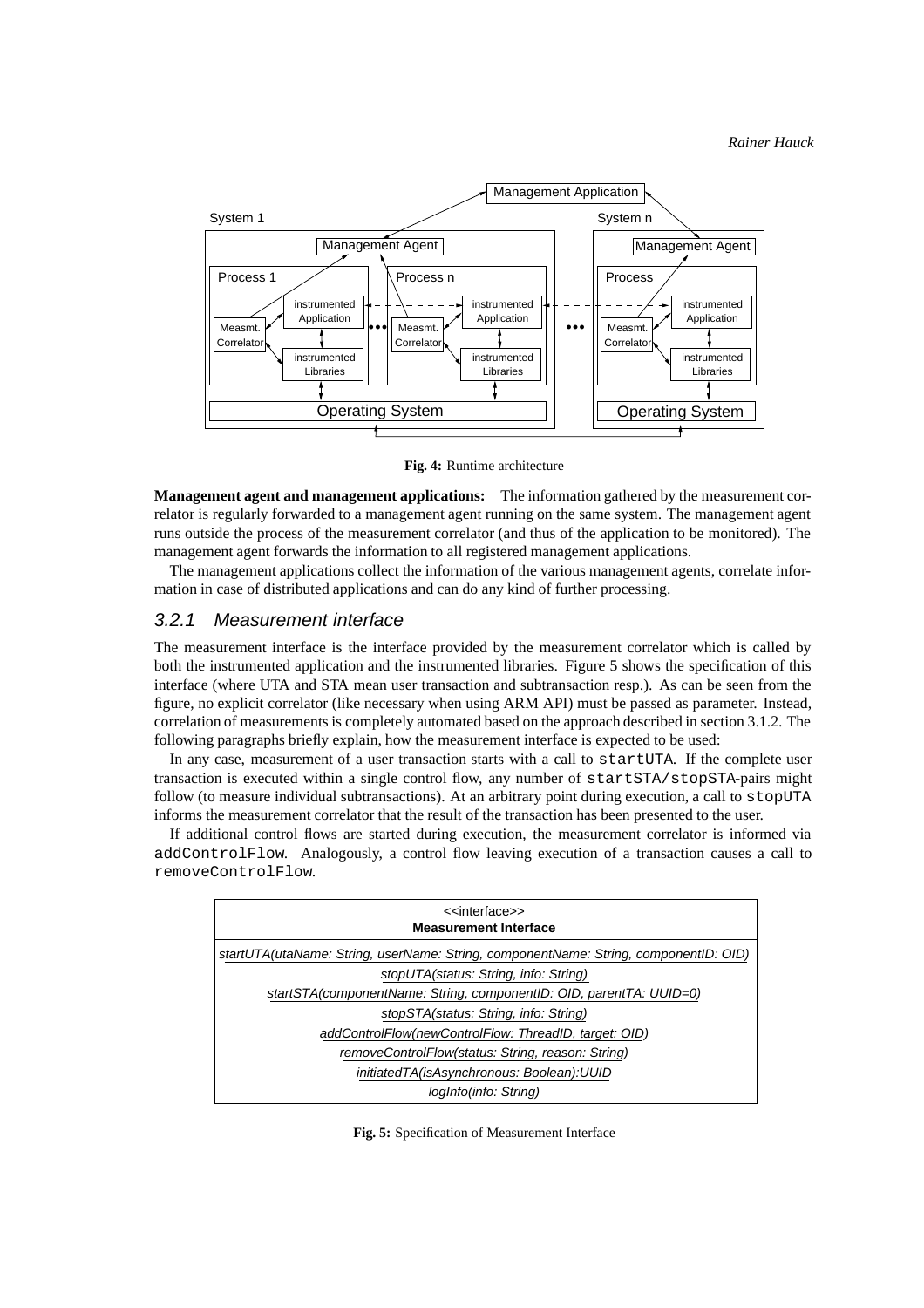Fig. 4: Runtime architecture

**Management agent and management applications:** The information gathered by the measurement correlator is regularly forwarded to a management agent running on the same system. The management agent runs outside the process of the measurement correlator (and thus of the application to be monitored). The management agent forwards the information to all registered management applications.

The management applications collect the information of the various management agents, correlate information in case of distributed applications and can do any kind of further processing.

### 3.2.1 Measurement interface

The measurement interface is the interface provided by the measurement correlator which is called by both the instrumented application and the instrumented libraries. Figure 5 shows the specification of this interface (where UTA and STA mean user transaction and subtransaction resp.). As can be seen from the figure, no explicit correlator (like necessary when using ARM API) must be passed as parameter. Instead, correlation of measurements is completely automated based on the approach described in section 3.1.2. The following paragraphs briefly explain, how the measurement interface is expected to be used:

In any case, measurement of a user transaction starts with a call to `startUTA`. If the complete user transaction is executed within a single control flow, any number of `startSTA/stopSTA`-pairs might follow (to measure individual subtransactions). At an arbitrary point during execution, a call to `stopUTA` informs the measurement correlator that the result of the transaction has been presented to the user.

If additional control flows are started during execution, the measurement correlator is informed via `addControlFlow`. Analogously, a control flow leaving execution of a transaction causes a call to `removeControlFlow`.

| <<interface>> **Measurement Interface** |
|---|
| *startUTA(utaName: String, userName: String, componentName: String, componentID: OID)* |
| *stopUTA(status: String, info: String)* |
| *startSTA(componentName: String, componentID: OID, parentTA: UUID=0)* |
| *stopSTA(status: String, info: String)* |
| *addControlFlow(newControlFlow: ThreadID, target: OID)* |
| *removeControlFlow(status: String, reason: String)* |
| *initiatedTA(isAsynchronous: Boolean):UUID* |
| *logInfo(info: String)* |

Fig. 5: Specification of Measurement Interface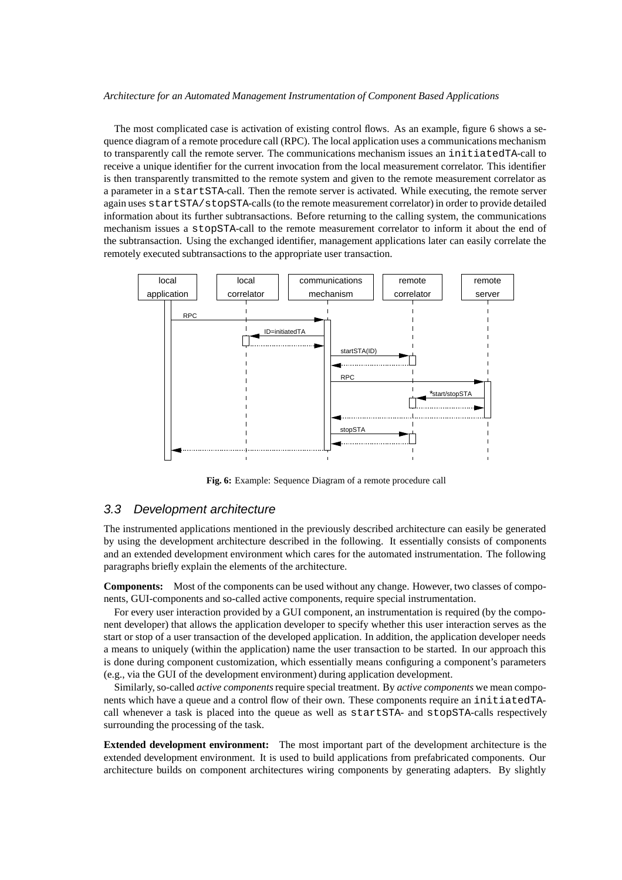The most complicated case is activation of existing control flows. As an example, figure 6 shows a sequence diagram of a remote procedure call (RPC). The local application uses a communications mechanism to transparently call the remote server. The communications mechanism issues an `initiatedTA`-call to receive a unique identifier for the current invocation from the local measurement correlator. This identifier is then transparently transmitted to the remote system and given to the remote measurement correlator as a parameter in a `startSTA`-call. Then the remote server is activated. While executing, the remote server again uses `startSTA/stopSTA`-calls (to the remote measurement correlator) in order to provide detailed information about its further subtransactions. Before returning to the calling system, the communications mechanism issues a `stopSTA`-call to the remote measurement correlator to inform it about the end of the subtransaction. Using the exchanged identifier, management applications later can easily correlate the remotely executed subtransactions to the appropriate user transaction.

**Fig. 6:** Example: Sequence Diagram of a remote procedure call

## 3.3 Development architecture

The instrumented applications mentioned in the previously described architecture can easily be generated by using the development architecture described in the following. It essentially consists of components and an extended development environment which cares for the automated instrumentation. The following paragraphs briefly explain the elements of the architecture.

**Components:** Most of the components can be used without any change. However, two classes of components, GUI-components and so-called active components, require special instrumentation.

For every user interaction provided by a GUI component, an instrumentation is required (by the component developer) that allows the application developer to specify whether this user interaction serves as the start or stop of a user transaction of the developed application. In addition, the application developer needs a means to uniquely (within the application) name the user transaction to be started. In our approach this is done during component customization, which essentially means configuring a component's parameters (e.g., via the GUI of the development environment) during application development.

Similarly, so-called *active components* require special treatment. By *active components* we mean components which have a queue and a control flow of their own. These components require an `initiatedTA`-call whenever a task is placed into the queue as well as `startSTA`- and `stopSTA`-calls respectively surrounding the processing of the task.

**Extended development environment:** The most important part of the development architecture is the extended development environment. It is used to build applications from prefabricated components. Our architecture builds on component architectures wiring components by generating adapters. By slightly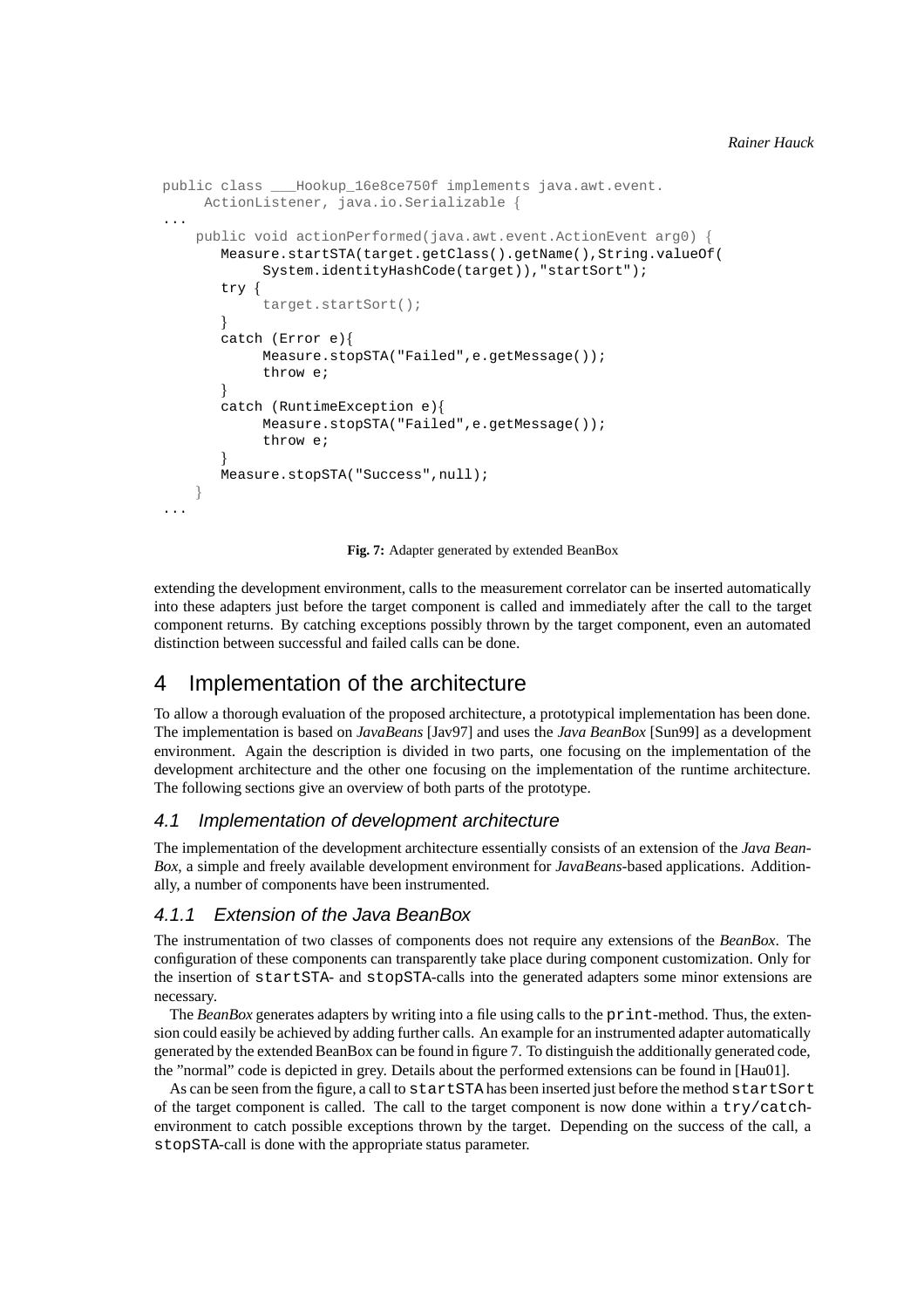```
public class ___Hookup_16e8ce750f implements java.awt.event.
     ActionListener, java.io.Serializable {
...
    public void actionPerformed(java.awt.event.ActionEvent arg0) {
       Measure.startSTA(target.getClass().getName(),String.valueOf(
            System.identityHashCode(target)),"startSort");
       try {
            target.startSort();
       }
       catch (Error e){
            Measure.stopSTA("Failed",e.getMessage());
            throw e;
       }
       catch (RuntimeException e){
            Measure.stopSTA("Failed",e.getMessage());
            throw e;
       }
       Measure.stopSTA("Success",null);
    }
...
```

**Fig. 7:** Adapter generated by extended BeanBox

extending the development environment, calls to the measurement correlator can be inserted automatically into these adapters just before the target component is called and immediately after the call to the target component returns. By catching exceptions possibly thrown by the target component, even an automated distinction between successful and failed calls can be done.

# 4 Implementation of the architecture

To allow a thorough evaluation of the proposed architecture, a prototypical implementation has been done. The implementation is based on *JavaBeans* [Jav97] and uses the *Java BeanBox* [Sun99] as a development environment. Again the description is divided in two parts, one focusing on the implementation of the development architecture and the other one focusing on the implementation of the runtime architecture. The following sections give an overview of both parts of the prototype.

## 4.1 Implementation of development architecture

The implementation of the development architecture essentially consists of an extension of the *Java BeanBox*, a simple and freely available development environment for *JavaBeans*-based applications. Additionally, a number of components have been instrumented.

### 4.1.1 Extension of the Java BeanBox

The instrumentation of two classes of components does not require any extensions of the *BeanBox*. The configuration of these components can transparently take place during component customization. Only for the insertion of `startSTA`- and `stopSTA`-calls into the generated adapters some minor extensions are necessary.

The *BeanBox* generates adapters by writing into a file using calls to the `print`-method. Thus, the extension could easily be achieved by adding further calls. An example for an instrumented adapter automatically generated by the extended BeanBox can be found in figure 7. To distinguish the additionally generated code, the "normal" code is depicted in grey. Details about the performed extensions can be found in [Hau01].

As can be seen from the figure, a call to `startSTA` has been inserted just before the method `startSort` of the target component is called. The call to the target component is now done within a `try/catch`-environment to catch possible exceptions thrown by the target. Depending on the success of the call, a `stopSTA`-call is done with the appropriate status parameter.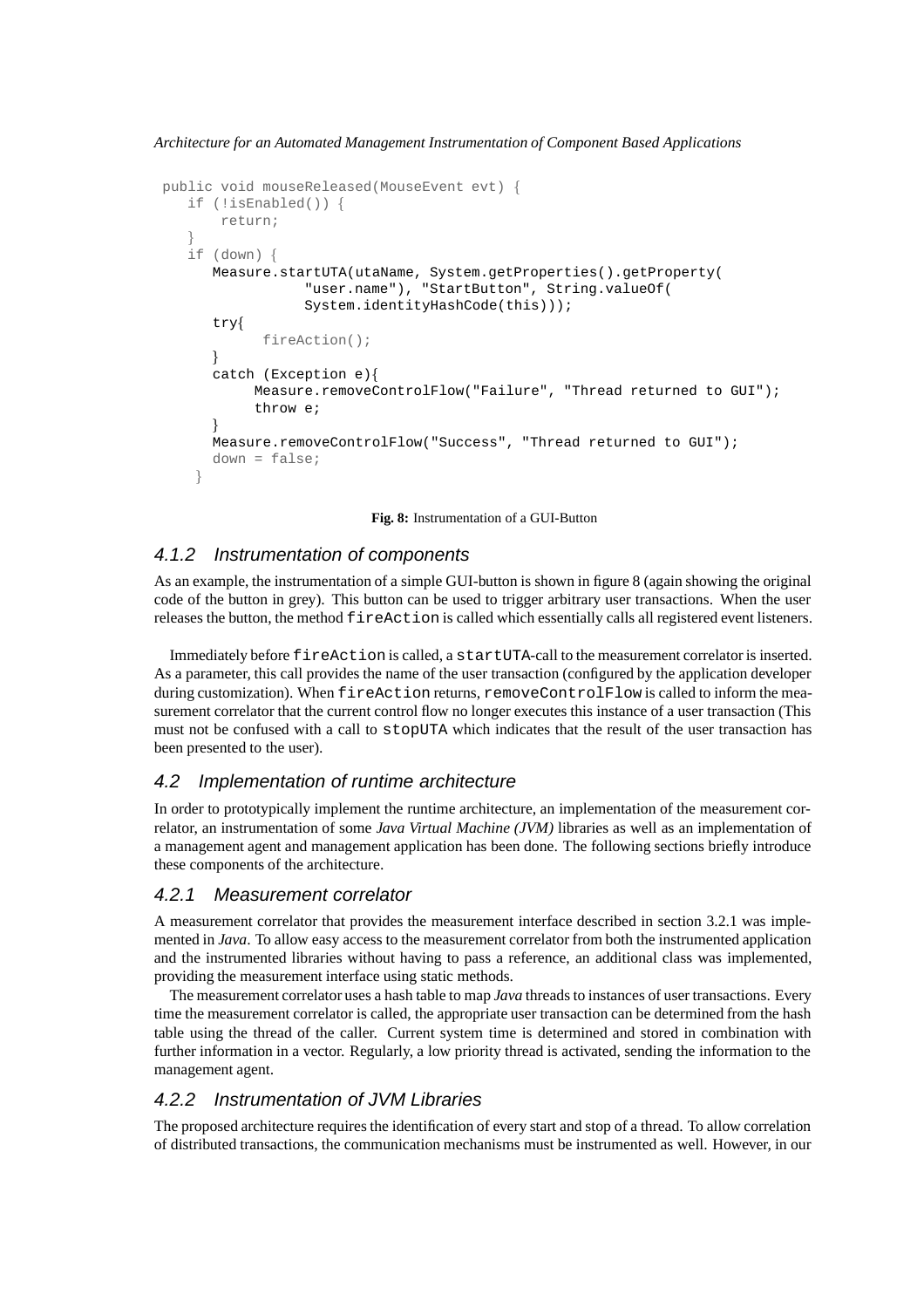```
public void mouseReleased(MouseEvent evt) {
   if (!isEnabled()) {
       return;
   }
   if (down) {
      Measure.startUTA(utaName, System.getProperties().getProperty(
                "user.name"), "StartButton", String.valueOf(
                System.identityHashCode(this)));
      try{
            fireAction();
      }
      catch (Exception e){
            Measure.removeControlFlow("Failure", "Thread returned to GUI");
            throw e;
      }
      Measure.removeControlFlow("Success", "Thread returned to GUI");
      down = false;
    }
```

**Fig. 8:** Instrumentation of a GUI-Button

### 4.1.2 Instrumentation of components

As an example, the instrumentation of a simple GUI-button is shown in figure 8 (again showing the original code of the button in grey). This button can be used to trigger arbitrary user transactions. When the user releases the button, the method `fireAction` is called which essentially calls all registered event listeners.

Immediately before `fireAction` is called, a `startUTA`-call to the measurement correlator is inserted. As a parameter, this call provides the name of the user transaction (configured by the application developer during customization). When `fireAction` returns, `removeControlFlow` is called to inform the measurement correlator that the current control flow no longer executes this instance of a user transaction (This must not be confused with a call to `stopUTA` which indicates that the result of the user transaction has been presented to the user).

## 4.2 Implementation of runtime architecture

In order to prototypically implement the runtime architecture, an implementation of the measurement correlator, an instrumentation of some *Java Virtual Machine (JVM)* libraries as well as an implementation of a management agent and management application has been done. The following sections briefly introduce these components of the architecture.

### 4.2.1 Measurement correlator

A measurement correlator that provides the measurement interface described in section 3.2.1 was implemented in *Java*. To allow easy access to the measurement correlator from both the instrumented application and the instrumented libraries without having to pass a reference, an additional class was implemented, providing the measurement interface using static methods.

The measurement correlator uses a hash table to map *Java* threads to instances of user transactions. Every time the measurement correlator is called, the appropriate user transaction can be determined from the hash table using the thread of the caller. Current system time is determined and stored in combination with further information in a vector. Regularly, a low priority thread is activated, sending the information to the management agent.

### 4.2.2 Instrumentation of JVM Libraries

The proposed architecture requires the identification of every start and stop of a thread. To allow correlation of distributed transactions, the communication mechanisms must be instrumented as well. However, in our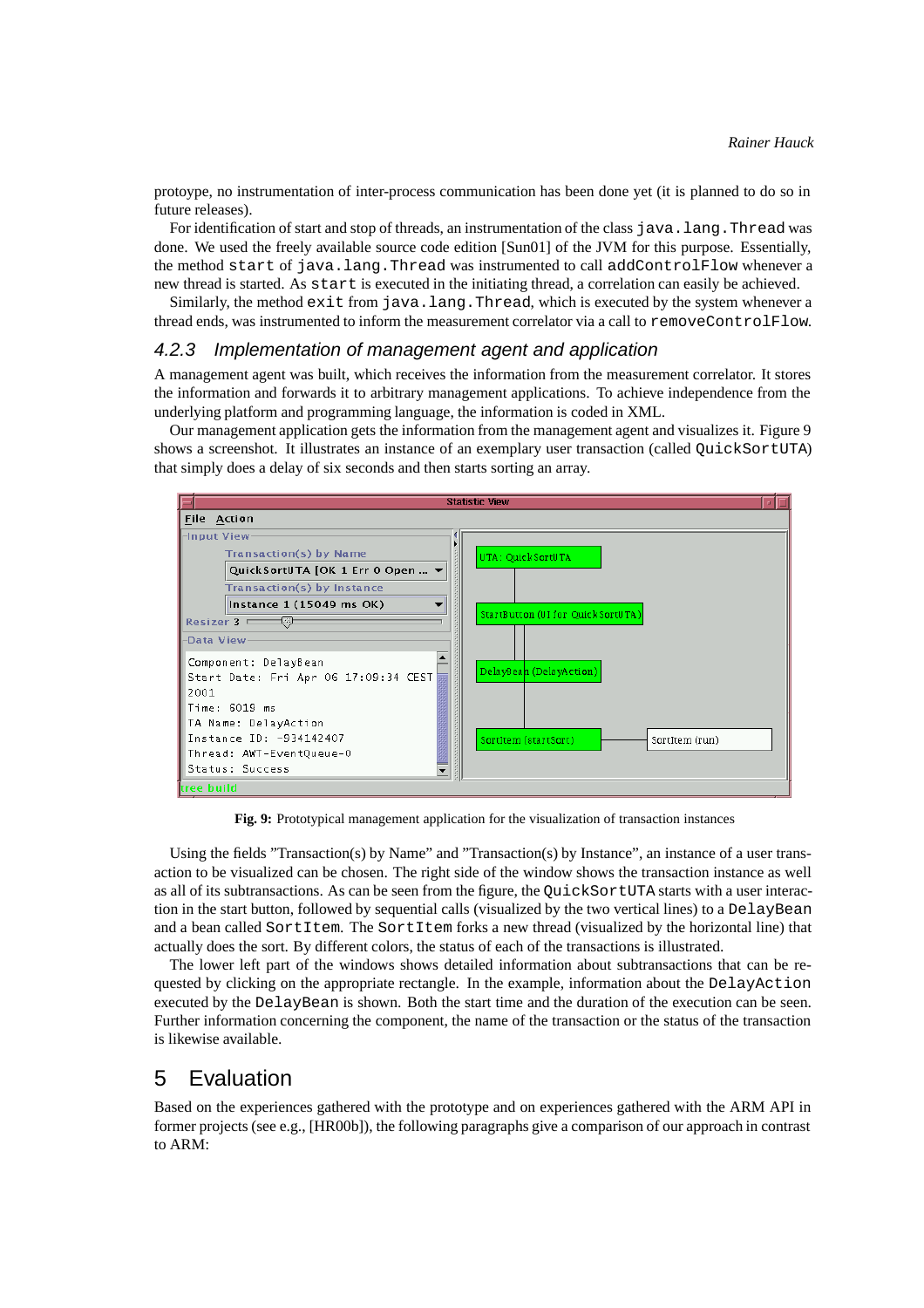protoype, no instrumentation of inter-process communication has been done yet (it is planned to do so in future releases).

For identification of start and stop of threads, an instrumentation of the class `java.lang.Thread` was done. We used the freely available source code edition [Sun01] of the JVM for this purpose. Essentially, the method `start` of `java.lang.Thread` was instrumented to call `addControlFlow` whenever a new thread is started. As `start` is executed in the initiating thread, a correlation can easily be achieved.

Similarly, the method `exit` from `java.lang.Thread`, which is executed by the system whenever a thread ends, was instrumented to inform the measurement correlator via a call to `removeControlFlow`.

### 4.2.3 Implementation of management agent and application

A management agent was built, which receives the information from the measurement correlator. It stores the information and forwards it to arbitrary management applications. To achieve independence from the underlying platform and programming language, the information is coded in XML.

Our management application gets the information from the management agent and visualizes it. Figure 9 shows a screenshot. It illustrates an instance of an exemplary user transaction (called `QuickSortUTA`) that simply does a delay of six seconds and then starts sorting an array.

**Fig. 9:** Prototypical management application for the visualization of transaction instances

Using the fields "Transaction(s) by Name" and "Transaction(s) by Instance", an instance of a user transaction to be visualized can be chosen. The right side of the window shows the transaction instance as well as all of its subtransactions. As can be seen from the figure, the `QuickSortUTA` starts with a user interaction in the start button, followed by sequential calls (visualized by the two vertical lines) to a `DelayBean` and a bean called `SortItem`. The `SortItem` forks a new thread (visualized by the horizontal line) that actually does the sort. By different colors, the status of each of the transactions is illustrated.

The lower left part of the windows shows detailed information about subtransactions that can be requested by clicking on the appropriate rectangle. In the example, information about the `DelayAction` executed by the `DelayBean` is shown. Both the start time and the duration of the execution can be seen. Further information concerning the component, the name of the transaction or the status of the transaction is likewise available.

## 5 Evaluation

Based on the experiences gathered with the prototype and on experiences gathered with the ARM API in former projects (see e.g., [HR00b]), the following paragraphs give a comparison of our approach in contrast to ARM: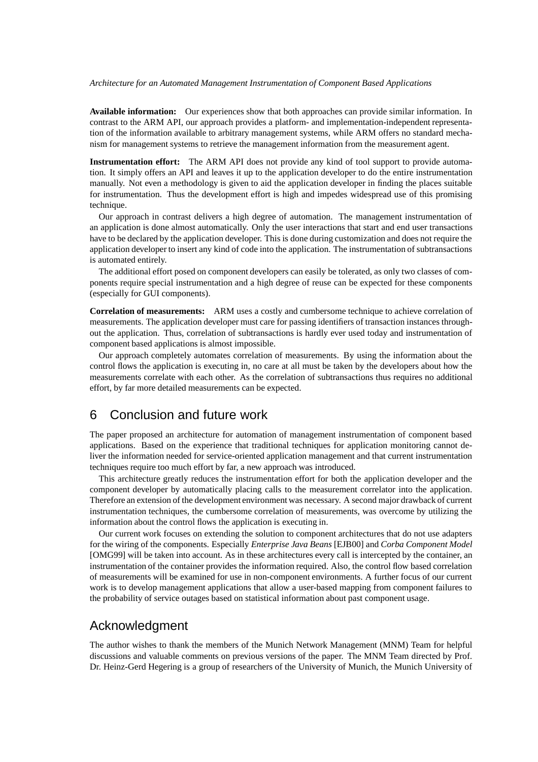**Available information:** Our experiences show that both approaches can provide similar information. In contrast to the ARM API, our approach provides a platform- and implementation-independent representation of the information available to arbitrary management systems, while ARM offers no standard mechanism for management systems to retrieve the management information from the measurement agent.

**Instrumentation effort:** The ARM API does not provide any kind of tool support to provide automation. It simply offers an API and leaves it up to the application developer to do the entire instrumentation manually. Not even a methodology is given to aid the application developer in finding the places suitable for instrumentation. Thus the development effort is high and impedes widespread use of this promising technique.

Our approach in contrast delivers a high degree of automation. The management instrumentation of an application is done almost automatically. Only the user interactions that start and end user transactions have to be declared by the application developer. This is done during customization and does not require the application developer to insert any kind of code into the application. The instrumentation of subtransactions is automated entirely.

The additional effort posed on component developers can easily be tolerated, as only two classes of components require special instrumentation and a high degree of reuse can be expected for these components (especially for GUI components).

**Correlation of measurements:** ARM uses a costly and cumbersome technique to achieve correlation of measurements. The application developer must care for passing identifiers of transaction instances throughout the application. Thus, correlation of subtransactions is hardly ever used today and instrumentation of component based applications is almost impossible.

Our approach completely automates correlation of measurements. By using the information about the control flows the application is executing in, no care at all must be taken by the developers about how the measurements correlate with each other. As the correlation of subtransactions thus requires no additional effort, by far more detailed measurements can be expected.

## 6 Conclusion and future work

The paper proposed an architecture for automation of management instrumentation of component based applications. Based on the experience that traditional techniques for application monitoring cannot deliver the information needed for service-oriented application management and that current instrumentation techniques require too much effort by far, a new approach was introduced.

This architecture greatly reduces the instrumentation effort for both the application developer and the component developer by automatically placing calls to the measurement correlator into the application. Therefore an extension of the development environment was necessary. A second major drawback of current instrumentation techniques, the cumbersome correlation of measurements, was overcome by utilizing the information about the control flows the application is executing in.

Our current work focuses on extending the solution to component architectures that do not use adapters for the wiring of the components. Especially *Enterprise Java Beans* [EJB00] and *Corba Component Model* [OMG99] will be taken into account. As in these architectures every call is intercepted by the container, an instrumentation of the container provides the information required. Also, the control flow based correlation of measurements will be examined for use in non-component environments. A further focus of our current work is to develop management applications that allow a user-based mapping from component failures to the probability of service outages based on statistical information about past component usage.

## Acknowledgment

The author wishes to thank the members of the Munich Network Management (MNM) Team for helpful discussions and valuable comments on previous versions of the paper. The MNM Team directed by Prof. Dr. Heinz-Gerd Hegering is a group of researchers of the University of Munich, the Munich University of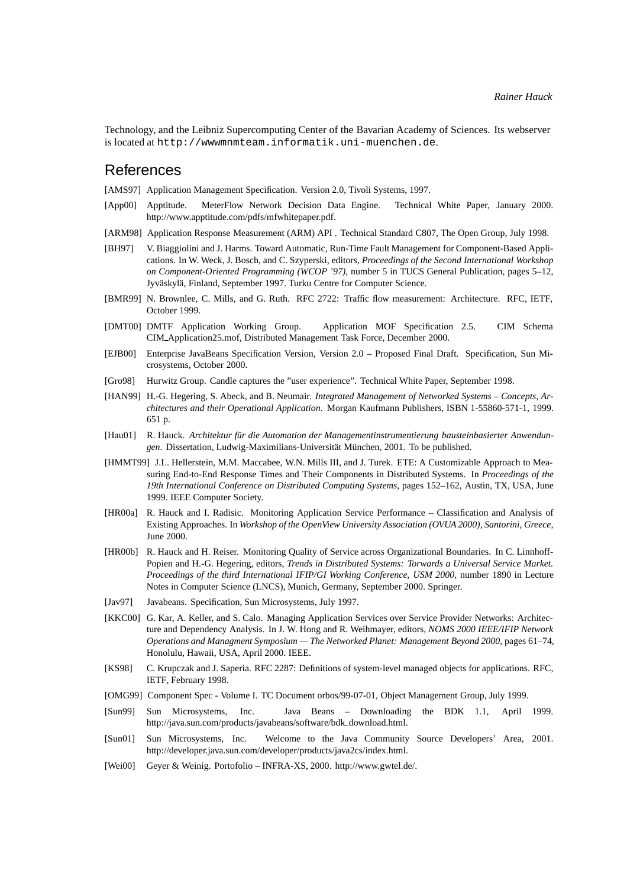Technology, and the Leibniz Supercomputing Center of the Bavarian Academy of Sciences. Its webserver is located at `http://wwwmnmteam.informatik.uni-muenchen.de`.

## References

[AMS97] Application Management Specification. Version 2.0, Tivoli Systems, 1997.

[App00] Apptitude. MeterFlow Network Decision Data Engine. Technical White Paper, January 2000. http://www.apptitude.com/pdfs/mfwhitepaper.pdf.

[ARM98] Application Response Measurement (ARM) API . Technical Standard C807, The Open Group, July 1998.

[BH97] V. Biaggiolini and J. Harms. Toward Automatic, Run-Time Fault Management for Component-Based Applications. In W. Weck, J. Bosch, and C. Szyperski, editors, *Proceedings of the Second International Workshop on Component-Oriented Programming (WCOP '97)*, number 5 in TUCS General Publication, pages 5–12, Jyväskylä, Finland, September 1997. Turku Centre for Computer Science.

[BMR99] N. Brownlee, C. Mills, and G. Ruth. RFC 2722: Traffic flow measurement: Architecture. RFC, IETF, October 1999.

[DMT00] DMTF Application Working Group. Application MOF Specification 2.5. CIM Schema CIM_Application25.mof, Distributed Management Task Force, December 2000.

[EJB00] Enterprise JavaBeans Specification Version, Version 2.0 – Proposed Final Draft. Specification, Sun Microsystems, October 2000.

[Gro98] Hurwitz Group. Candle captures the "user experience". Technical White Paper, September 1998.

[HAN99] H.-G. Hegering, S. Abeck, and B. Neumair. *Integrated Management of Networked Systems – Concepts, Architectures and their Operational Application*. Morgan Kaufmann Publishers, ISBN 1-55860-571-1, 1999. 651 p.

[Hau01] R. Hauck. *Architektur für die Automation der Managementinstrumentierung bausteinbasierter Anwendungen*. Dissertation, Ludwig-Maximilians-Universität München, 2001. To be published.

[HMMT99] J.L. Hellerstein, M.M. Maccabee, W.N. Mills III, and J. Turek. ETE: A Customizable Approach to Measuring End-to-End Response Times and Their Components in Distributed Systems. In *Proceedings of the 19th International Conference on Distributed Computing Systems*, pages 152–162, Austin, TX, USA, June 1999. IEEE Computer Society.

[HR00a] R. Hauck and I. Radisic. Monitoring Application Service Performance – Classification and Analysis of Existing Approaches. In *Workshop of the OpenView University Association (OVUA 2000), Santorini, Greece*, June 2000.

[HR00b] R. Hauck and H. Reiser. Monitoring Quality of Service across Organizational Boundaries. In C. Linnhoff-Popien and H.-G. Hegering, editors, *Trends in Distributed Systems: Torwards a Universal Service Market. Proceedings of the third International IFIP/GI Working Conference, USM 2000*, number 1890 in Lecture Notes in Computer Science (LNCS), Munich, Germany, September 2000. Springer.

[Jav97] Javabeans. Specification, Sun Microsystems, July 1997.

[KKC00] G. Kar, A. Keller, and S. Calo. Managing Application Services over Service Provider Networks: Architecture and Dependency Analysis. In J. W. Hong and R. Weihmayer, editors, *NOMS 2000 IEEE/IFIP Network Operations and Managment Symposium — The Networked Planet: Management Beyond 2000*, pages 61–74, Honolulu, Hawaii, USA, April 2000. IEEE.

[KS98] C. Krupczak and J. Saperia. RFC 2287: Definitions of system-level managed objects for applications. RFC, IETF, February 1998.

[OMG99] Component Spec - Volume I. TC Document orbos/99-07-01, Object Management Group, July 1999.

[Sun99] Sun Microsystems, Inc. Java Beans – Downloading the BDK 1.1, April 1999. http://java.sun.com/products/javabeans/software/bdk_download.html.

[Sun01] Sun Microsystems, Inc. Welcome to the Java Community Source Developers' Area, 2001. http://developer.java.sun.com/developer/products/java2cs/index.html.

[Wei00] Geyer & Weinig. Portofolio – INFRA-XS, 2000. http://www.gwtel.de/.